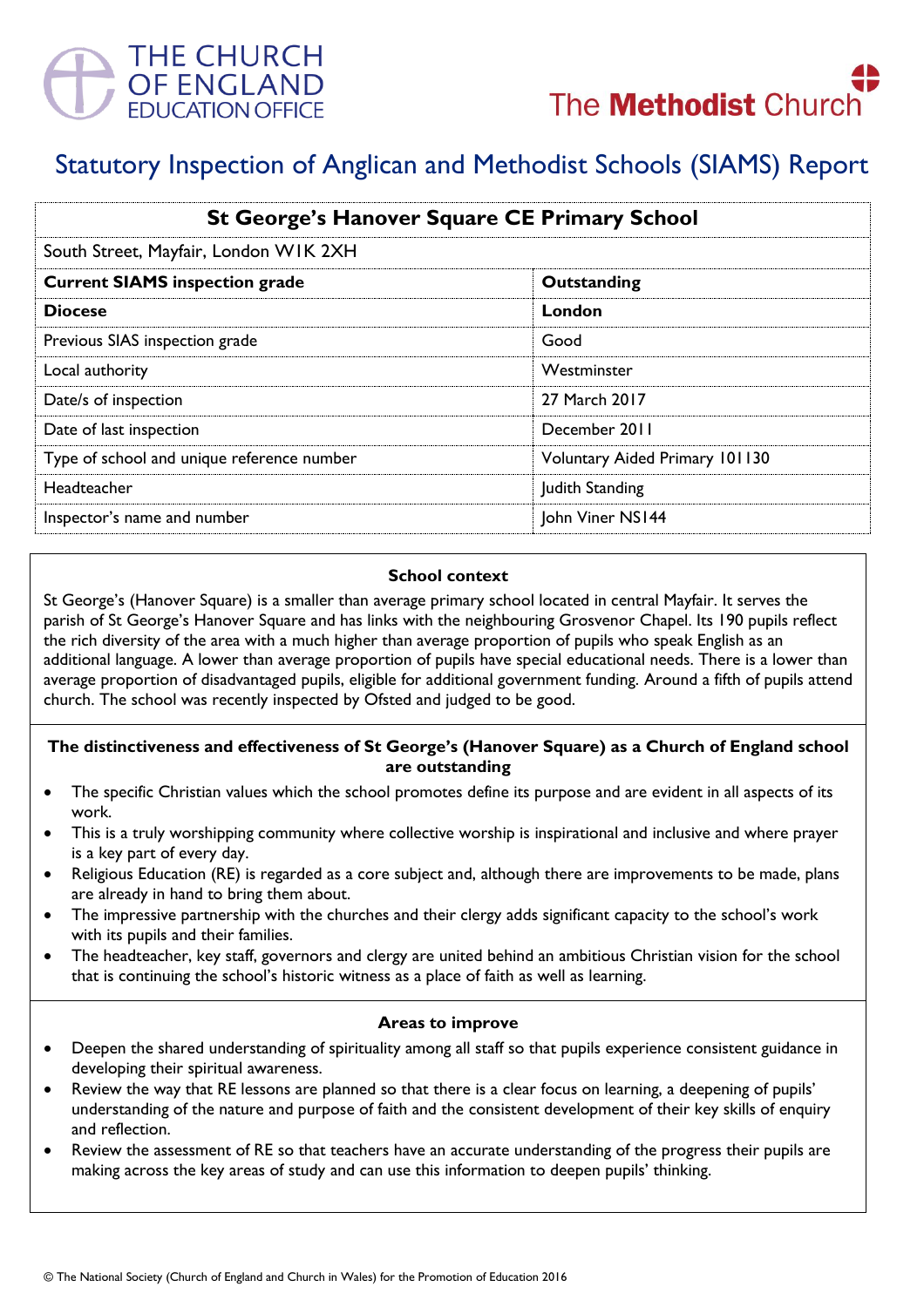THE CHURCH OF ENGLAND EDUCATION OFFICE

The Methodist Church

# Statutory Inspection of Anglican and Methodist Schools (SIAMS) Report

| St George's Hanover Square CE Primary School | |
|---|---|
| South Street, Mayfair, London W1K 2XH | |
| **Current SIAMS inspection grade** | **Outstanding** |
| **Diocese** | **London** |
| Previous SIAS inspection grade | Good |
| Local authority | Westminster |
| Date/s of inspection | 27 March 2017 |
| Date of last inspection | December 2011 |
| Type of school and unique reference number | Voluntary Aided Primary 101130 |
| Headteacher | Judith Standing |
| Inspector's name and number | John Viner NS144 |

### School context

St George's (Hanover Square) is a smaller than average primary school located in central Mayfair. It serves the parish of St George's Hanover Square and has links with the neighbouring Grosvenor Chapel. Its 190 pupils reflect the rich diversity of the area with a much higher than average proportion of pupils who speak English as an additional language. A lower than average proportion of pupils have special educational needs. There is a lower than average proportion of disadvantaged pupils, eligible for additional government funding. Around a fifth of pupils attend church. The school was recently inspected by Ofsted and judged to be good.

### The distinctiveness and effectiveness of St George's (Hanover Square) as a Church of England school are outstanding

- The specific Christian values which the school promotes define its purpose and are evident in all aspects of its work.
- This is a truly worshipping community where collective worship is inspirational and inclusive and where prayer is a key part of every day.
- Religious Education (RE) is regarded as a core subject and, although there are improvements to be made, plans are already in hand to bring them about.
- The impressive partnership with the churches and their clergy adds significant capacity to the school's work with its pupils and their families.
- The headteacher, key staff, governors and clergy are united behind an ambitious Christian vision for the school that is continuing the school's historic witness as a place of faith as well as learning.

### Areas to improve

- Deepen the shared understanding of spirituality among all staff so that pupils experience consistent guidance in developing their spiritual awareness.
- Review the way that RE lessons are planned so that there is a clear focus on learning, a deepening of pupils' understanding of the nature and purpose of faith and the consistent development of their key skills of enquiry and reflection.
- Review the assessment of RE so that teachers have an accurate understanding of the progress their pupils are making across the key areas of study and can use this information to deepen pupils' thinking.

© The National Society (Church of England and Church in Wales) for the Promotion of Education 2016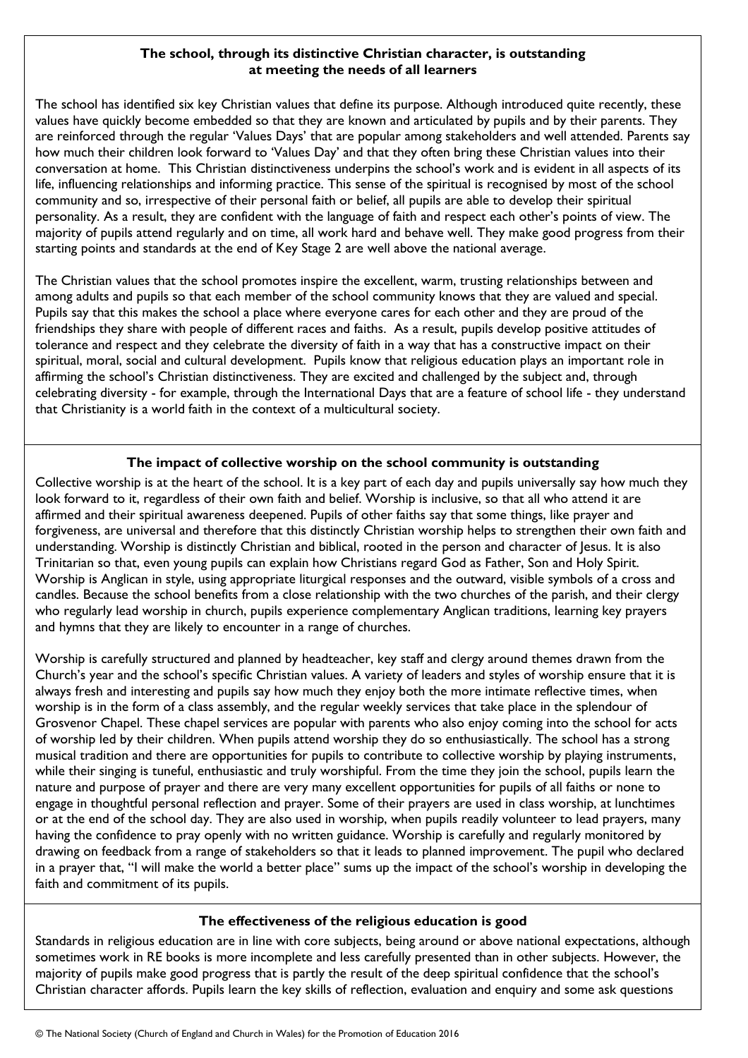### The school, through its distinctive Christian character, is outstanding at meeting the needs of all learners

The school has identified six key Christian values that define its purpose. Although introduced quite recently, these values have quickly become embedded so that they are known and articulated by pupils and by their parents. They are reinforced through the regular 'Values Days' that are popular among stakeholders and well attended. Parents say how much their children look forward to 'Values Day' and that they often bring these Christian values into their conversation at home. This Christian distinctiveness underpins the school's work and is evident in all aspects of its life, influencing relationships and informing practice. This sense of the spiritual is recognised by most of the school community and so, irrespective of their personal faith or belief, all pupils are able to develop their spiritual personality. As a result, they are confident with the language of faith and respect each other's points of view. The majority of pupils attend regularly and on time, all work hard and behave well. They make good progress from their starting points and standards at the end of Key Stage 2 are well above the national average.

The Christian values that the school promotes inspire the excellent, warm, trusting relationships between and among adults and pupils so that each member of the school community knows that they are valued and special. Pupils say that this makes the school a place where everyone cares for each other and they are proud of the friendships they share with people of different races and faiths. As a result, pupils develop positive attitudes of tolerance and respect and they celebrate the diversity of faith in a way that has a constructive impact on their spiritual, moral, social and cultural development. Pupils know that religious education plays an important role in affirming the school's Christian distinctiveness. They are excited and challenged by the subject and, through celebrating diversity - for example, through the International Days that are a feature of school life - they understand that Christianity is a world faith in the context of a multicultural society.

### The impact of collective worship on the school community is outstanding

Collective worship is at the heart of the school. It is a key part of each day and pupils universally say how much they look forward to it, regardless of their own faith and belief. Worship is inclusive, so that all who attend it are affirmed and their spiritual awareness deepened. Pupils of other faiths say that some things, like prayer and forgiveness, are universal and therefore that this distinctly Christian worship helps to strengthen their own faith and understanding. Worship is distinctly Christian and biblical, rooted in the person and character of Jesus. It is also Trinitarian so that, even young pupils can explain how Christians regard God as Father, Son and Holy Spirit. Worship is Anglican in style, using appropriate liturgical responses and the outward, visible symbols of a cross and candles. Because the school benefits from a close relationship with the two churches of the parish, and their clergy who regularly lead worship in church, pupils experience complementary Anglican traditions, learning key prayers and hymns that they are likely to encounter in a range of churches.

Worship is carefully structured and planned by headteacher, key staff and clergy around themes drawn from the Church's year and the school's specific Christian values. A variety of leaders and styles of worship ensure that it is always fresh and interesting and pupils say how much they enjoy both the more intimate reflective times, when worship is in the form of a class assembly, and the regular weekly services that take place in the splendour of Grosvenor Chapel. These chapel services are popular with parents who also enjoy coming into the school for acts of worship led by their children. When pupils attend worship they do so enthusiastically. The school has a strong musical tradition and there are opportunities for pupils to contribute to collective worship by playing instruments, while their singing is tuneful, enthusiastic and truly worshipful. From the time they join the school, pupils learn the nature and purpose of prayer and there are very many excellent opportunities for pupils of all faiths or none to engage in thoughtful personal reflection and prayer. Some of their prayers are used in class worship, at lunchtimes or at the end of the school day. They are also used in worship, when pupils readily volunteer to lead prayers, many having the confidence to pray openly with no written guidance. Worship is carefully and regularly monitored by drawing on feedback from a range of stakeholders so that it leads to planned improvement. The pupil who declared in a prayer that, "I will make the world a better place" sums up the impact of the school's worship in developing the faith and commitment of its pupils.

### The effectiveness of the religious education is good

Standards in religious education are in line with core subjects, being around or above national expectations, although sometimes work in RE books is more incomplete and less carefully presented than in other subjects. However, the majority of pupils make good progress that is partly the result of the deep spiritual confidence that the school's Christian character affords. Pupils learn the key skills of reflection, evaluation and enquiry and some ask questions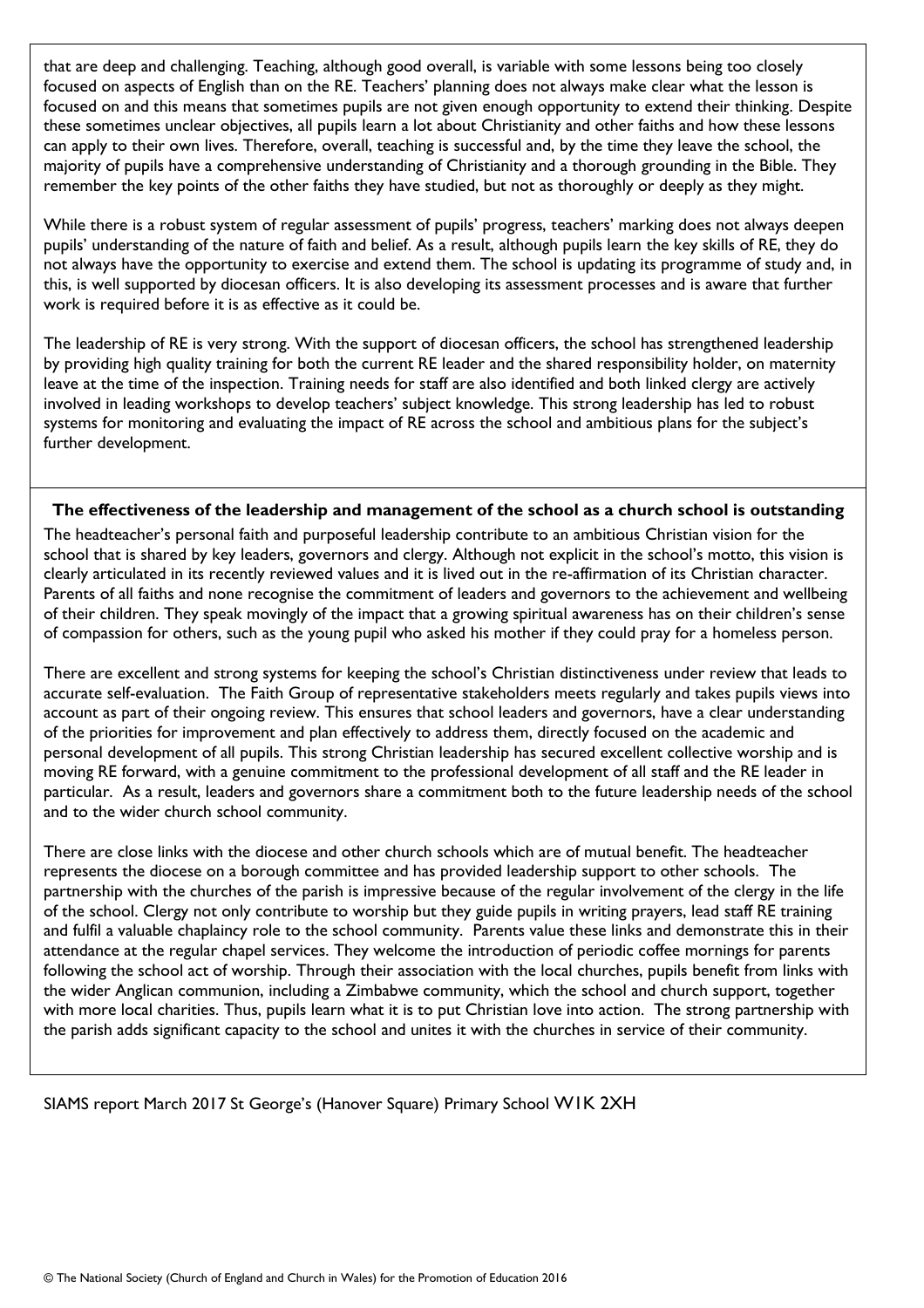that are deep and challenging. Teaching, although good overall, is variable with some lessons being too closely focused on aspects of English than on the RE. Teachers' planning does not always make clear what the lesson is focused on and this means that sometimes pupils are not given enough opportunity to extend their thinking. Despite these sometimes unclear objectives, all pupils learn a lot about Christianity and other faiths and how these lessons can apply to their own lives. Therefore, overall, teaching is successful and, by the time they leave the school, the majority of pupils have a comprehensive understanding of Christianity and a thorough grounding in the Bible. They remember the key points of the other faiths they have studied, but not as thoroughly or deeply as they might.

While there is a robust system of regular assessment of pupils' progress, teachers' marking does not always deepen pupils' understanding of the nature of faith and belief. As a result, although pupils learn the key skills of RE, they do not always have the opportunity to exercise and extend them. The school is updating its programme of study and, in this, is well supported by diocesan officers. It is also developing its assessment processes and is aware that further work is required before it is as effective as it could be.

The leadership of RE is very strong. With the support of diocesan officers, the school has strengthened leadership by providing high quality training for both the current RE leader and the shared responsibility holder, on maternity leave at the time of the inspection. Training needs for staff are also identified and both linked clergy are actively involved in leading workshops to develop teachers' subject knowledge. This strong leadership has led to robust systems for monitoring and evaluating the impact of RE across the school and ambitious plans for the subject's further development.

**The effectiveness of the leadership and management of the school as a church school is outstanding**

The headteacher's personal faith and purposeful leadership contribute to an ambitious Christian vision for the school that is shared by key leaders, governors and clergy. Although not explicit in the school's motto, this vision is clearly articulated in its recently reviewed values and it is lived out in the re-affirmation of its Christian character. Parents of all faiths and none recognise the commitment of leaders and governors to the achievement and wellbeing of their children. They speak movingly of the impact that a growing spiritual awareness has on their children's sense of compassion for others, such as the young pupil who asked his mother if they could pray for a homeless person.

There are excellent and strong systems for keeping the school's Christian distinctiveness under review that leads to accurate self-evaluation. The Faith Group of representative stakeholders meets regularly and takes pupils views into account as part of their ongoing review. This ensures that school leaders and governors, have a clear understanding of the priorities for improvement and plan effectively to address them, directly focused on the academic and personal development of all pupils. This strong Christian leadership has secured excellent collective worship and is moving RE forward, with a genuine commitment to the professional development of all staff and the RE leader in particular. As a result, leaders and governors share a commitment both to the future leadership needs of the school and to the wider church school community.

There are close links with the diocese and other church schools which are of mutual benefit. The headteacher represents the diocese on a borough committee and has provided leadership support to other schools. The partnership with the churches of the parish is impressive because of the regular involvement of the clergy in the life of the school. Clergy not only contribute to worship but they guide pupils in writing prayers, lead staff RE training and fulfil a valuable chaplaincy role to the school community. Parents value these links and demonstrate this in their attendance at the regular chapel services. They welcome the introduction of periodic coffee mornings for parents following the school act of worship. Through their association with the local churches, pupils benefit from links with the wider Anglican communion, including a Zimbabwe community, which the school and church support, together with more local charities. Thus, pupils learn what it is to put Christian love into action. The strong partnership with the parish adds significant capacity to the school and unites it with the churches in service of their community.

SIAMS report March 2017 St George's (Hanover Square) Primary School W1K 2XH